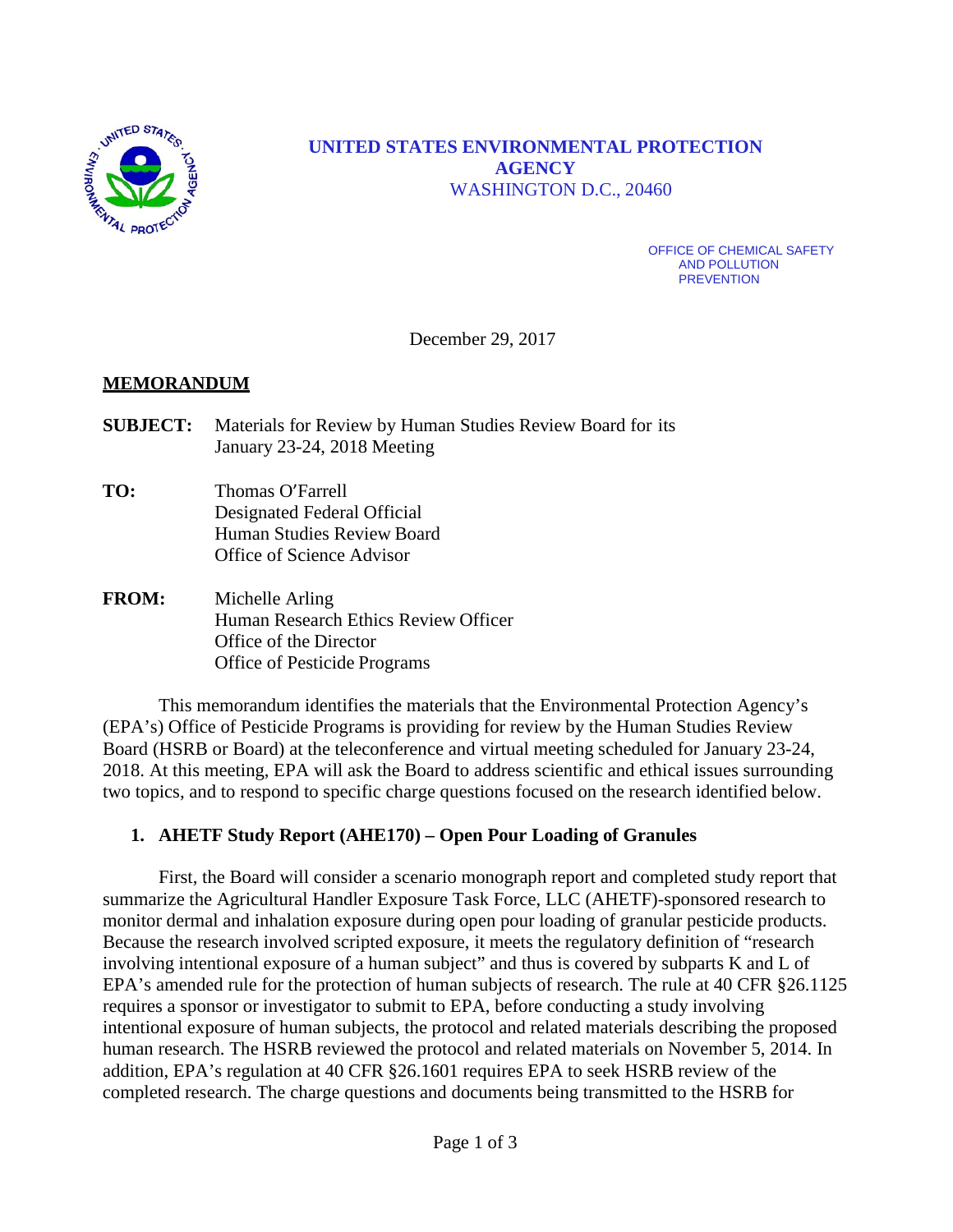**UNITED STATES ENVIRONMENTAL PROTECTION AGENCY**
WASHINGTON D.C., 20460

OFFICE OF CHEMICAL SAFETY AND POLLUTION PREVENTION

December 29, 2017

**MEMORANDUM**

**SUBJECT:** Materials for Review by Human Studies Review Board for its January 23-24, 2018 Meeting

**TO:** Thomas O'Farrell
Designated Federal Official
Human Studies Review Board
Office of Science Advisor

**FROM:** Michelle Arling
Human Research Ethics Review Officer
Office of the Director
Office of Pesticide Programs

This memorandum identifies the materials that the Environmental Protection Agency's (EPA's) Office of Pesticide Programs is providing for review by the Human Studies Review Board (HSRB or Board) at the teleconference and virtual meeting scheduled for January 23-24, 2018. At this meeting, EPA will ask the Board to address scientific and ethical issues surrounding two topics, and to respond to specific charge questions focused on the research identified below.

**1. AHETF Study Report (AHE170) – Open Pour Loading of Granules**

First, the Board will consider a scenario monograph report and completed study report that summarize the Agricultural Handler Exposure Task Force, LLC (AHETF)-sponsored research to monitor dermal and inhalation exposure during open pour loading of granular pesticide products. Because the research involved scripted exposure, it meets the regulatory definition of "research involving intentional exposure of a human subject" and thus is covered by subparts K and L of EPA's amended rule for the protection of human subjects of research. The rule at 40 CFR §26.1125 requires a sponsor or investigator to submit to EPA, before conducting a study involving intentional exposure of human subjects, the protocol and related materials describing the proposed human research. The HSRB reviewed the protocol and related materials on November 5, 2014. In addition, EPA's regulation at 40 CFR §26.1601 requires EPA to seek HSRB review of the completed research. The charge questions and documents being transmitted to the HSRB for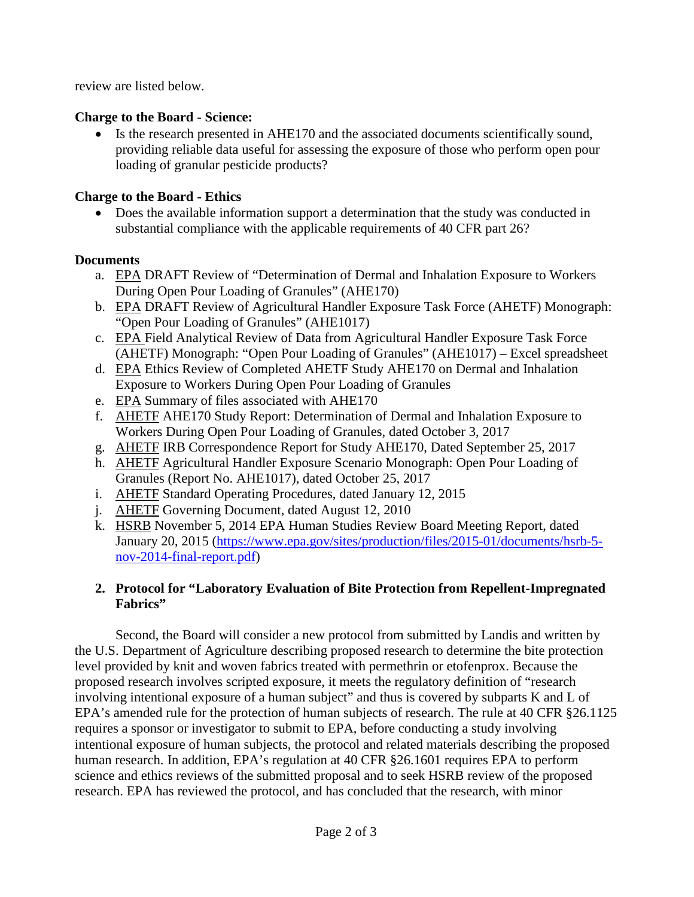review are listed below.

**Charge to the Board - Science:**

- Is the research presented in AHE170 and the associated documents scientifically sound, providing reliable data useful for assessing the exposure of those who perform open pour loading of granular pesticide products?

**Charge to the Board - Ethics**

- Does the available information support a determination that the study was conducted in substantial compliance with the applicable requirements of 40 CFR part 26?

**Documents**

a. EPA DRAFT Review of "Determination of Dermal and Inhalation Exposure to Workers During Open Pour Loading of Granules" (AHE170)
b. EPA DRAFT Review of Agricultural Handler Exposure Task Force (AHETF) Monograph: "Open Pour Loading of Granules" (AHE1017)
c. EPA Field Analytical Review of Data from Agricultural Handler Exposure Task Force (AHETF) Monograph: "Open Pour Loading of Granules" (AHE1017) – Excel spreadsheet
d. EPA Ethics Review of Completed AHETF Study AHE170 on Dermal and Inhalation Exposure to Workers During Open Pour Loading of Granules
e. EPA Summary of files associated with AHE170
f. AHETF AHE170 Study Report: Determination of Dermal and Inhalation Exposure to Workers During Open Pour Loading of Granules, dated October 3, 2017
g. AHETF IRB Correspondence Report for Study AHE170, Dated September 25, 2017
h. AHETF Agricultural Handler Exposure Scenario Monograph: Open Pour Loading of Granules (Report No. AHE1017), dated October 25, 2017
i. AHETF Standard Operating Procedures, dated January 12, 2015
j. AHETF Governing Document, dated August 12, 2010
k. HSRB November 5, 2014 EPA Human Studies Review Board Meeting Report, dated January 20, 2015 (https://www.epa.gov/sites/production/files/2015-01/documents/hsrb-5-nov-2014-final-report.pdf)

2. **Protocol for "Laboratory Evaluation of Bite Protection from Repellent-Impregnated Fabrics"**

Second, the Board will consider a new protocol from submitted by Landis and written by the U.S. Department of Agriculture describing proposed research to determine the bite protection level provided by knit and woven fabrics treated with permethrin or etofenprox. Because the proposed research involves scripted exposure, it meets the regulatory definition of "research involving intentional exposure of a human subject" and thus is covered by subparts K and L of EPA's amended rule for the protection of human subjects of research. The rule at 40 CFR §26.1125 requires a sponsor or investigator to submit to EPA, before conducting a study involving intentional exposure of human subjects, the protocol and related materials describing the proposed human research. In addition, EPA's regulation at 40 CFR §26.1601 requires EPA to perform science and ethics reviews of the submitted proposal and to seek HSRB review of the proposed research. EPA has reviewed the protocol, and has concluded that the research, with minor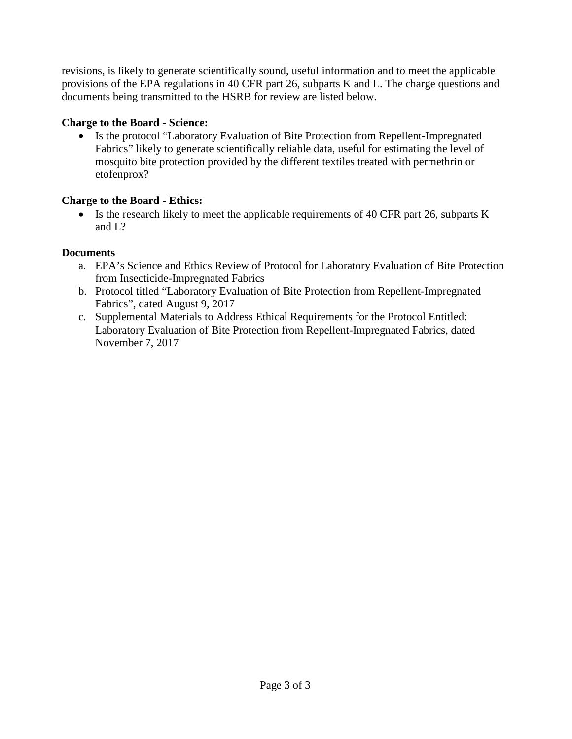revisions, is likely to generate scientifically sound, useful information and to meet the applicable provisions of the EPA regulations in 40 CFR part 26, subparts K and L. The charge questions and documents being transmitted to the HSRB for review are listed below.

**Charge to the Board - Science:**

- Is the protocol "Laboratory Evaluation of Bite Protection from Repellent-Impregnated Fabrics" likely to generate scientifically reliable data, useful for estimating the level of mosquito bite protection provided by the different textiles treated with permethrin or etofenprox?

**Charge to the Board - Ethics:**

- Is the research likely to meet the applicable requirements of 40 CFR part 26, subparts K and L?

**Documents**

a. EPA's Science and Ethics Review of Protocol for Laboratory Evaluation of Bite Protection from Insecticide-Impregnated Fabrics
b. Protocol titled "Laboratory Evaluation of Bite Protection from Repellent-Impregnated Fabrics", dated August 9, 2017
c. Supplemental Materials to Address Ethical Requirements for the Protocol Entitled: Laboratory Evaluation of Bite Protection from Repellent-Impregnated Fabrics, dated November 7, 2017